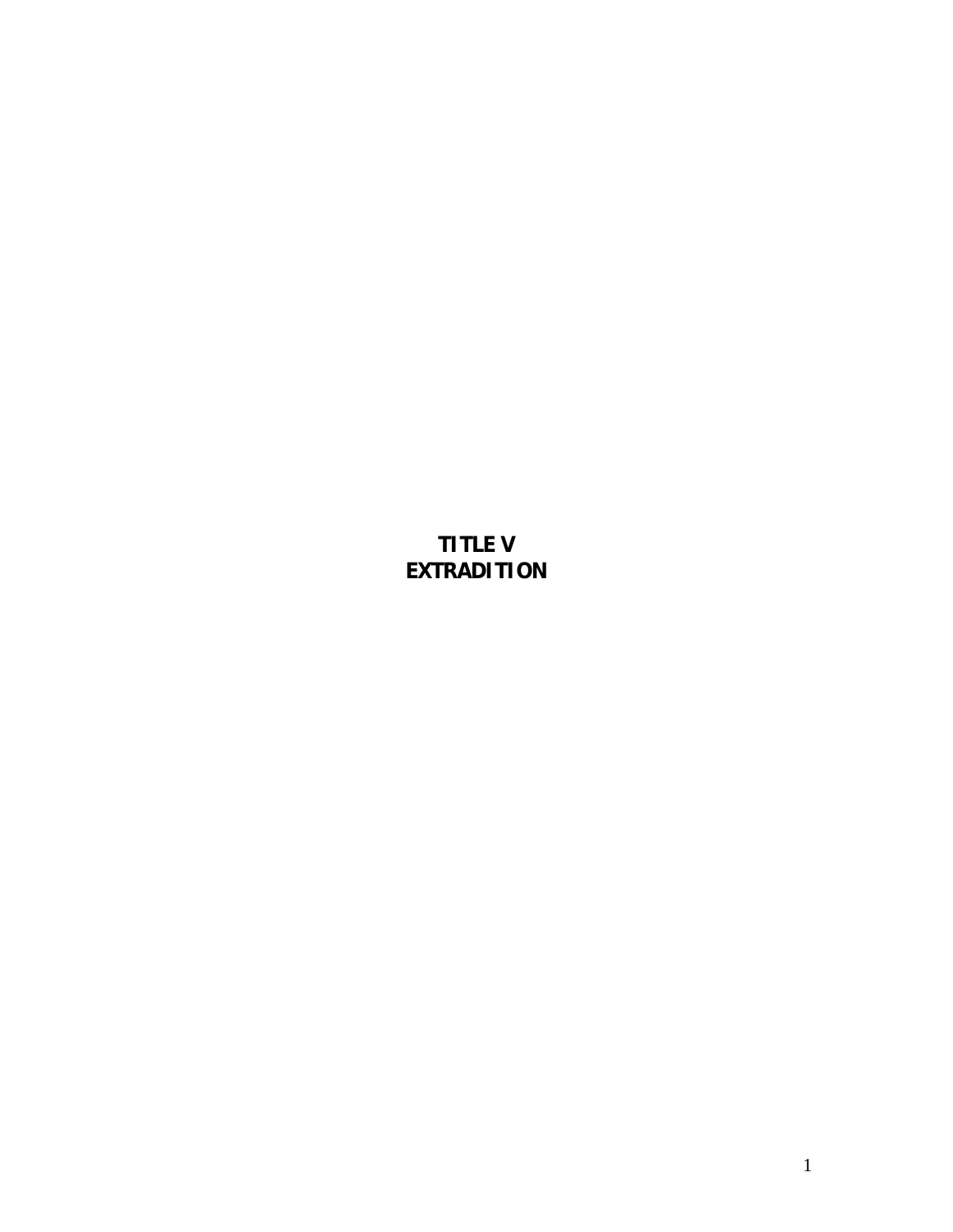# TITLE V
# EXTRADITION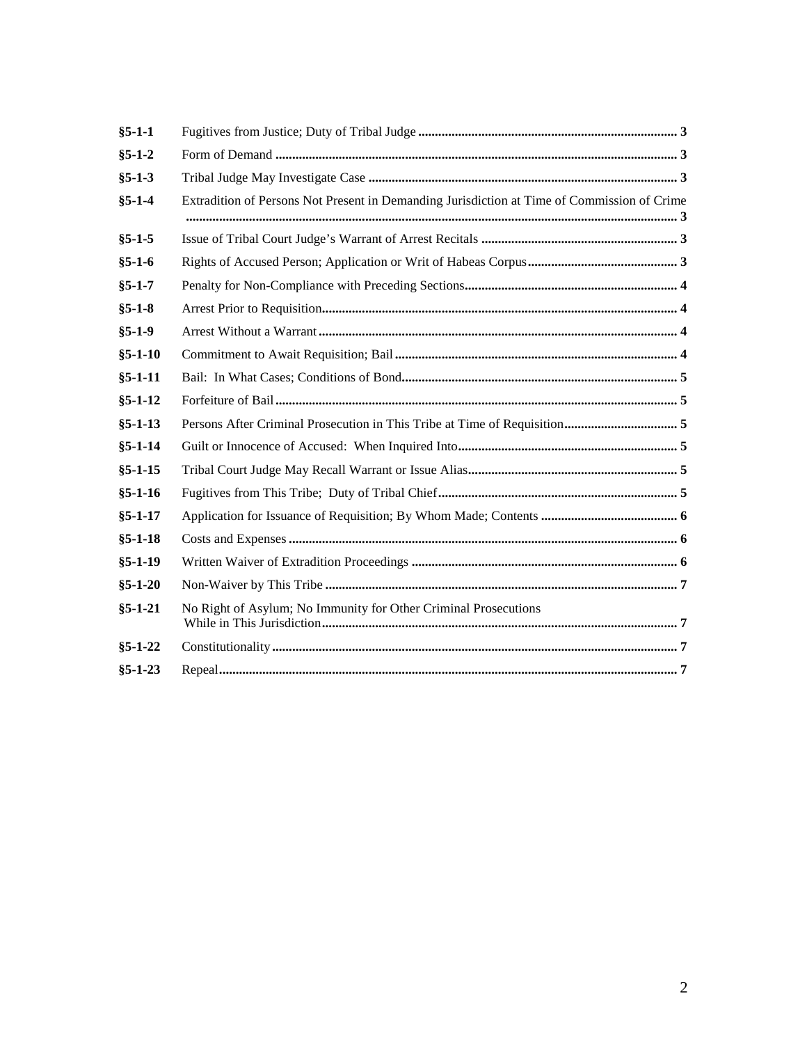| | | |
|---|---|---|
| **§5-1-1** | Fugitives from Justice; Duty of Tribal Judge | **3** |
| **§5-1-2** | Form of Demand | **3** |
| **§5-1-3** | Tribal Judge May Investigate Case | **3** |
| **§5-1-4** | Extradition of Persons Not Present in Demanding Jurisdiction at Time of Commission of Crime | **3** |
| **§5-1-5** | Issue of Tribal Court Judge's Warrant of Arrest Recitals | **3** |
| **§5-1-6** | Rights of Accused Person; Application or Writ of Habeas Corpus | **3** |
| **§5-1-7** | Penalty for Non-Compliance with Preceding Sections | **4** |
| **§5-1-8** | Arrest Prior to Requisition | **4** |
| **§5-1-9** | Arrest Without a Warrant | **4** |
| **§5-1-10** | Commitment to Await Requisition; Bail | **4** |
| **§5-1-11** | Bail: In What Cases; Conditions of Bond | **5** |
| **§5-1-12** | Forfeiture of Bail | **5** |
| **§5-1-13** | Persons After Criminal Prosecution in This Tribe at Time of Requisition | **5** |
| **§5-1-14** | Guilt or Innocence of Accused: When Inquired Into | **5** |
| **§5-1-15** | Tribal Court Judge May Recall Warrant or Issue Alias | **5** |
| **§5-1-16** | Fugitives from This Tribe; Duty of Tribal Chief | **5** |
| **§5-1-17** | Application for Issuance of Requisition; By Whom Made; Contents | **6** |
| **§5-1-18** | Costs and Expenses | **6** |
| **§5-1-19** | Written Waiver of Extradition Proceedings | **6** |
| **§5-1-20** | Non-Waiver by This Tribe | **7** |
| **§5-1-21** | No Right of Asylum; No Immunity for Other Criminal Prosecutions While in This Jurisdiction | **7** |
| **§5-1-22** | Constitutionality | **7** |
| **§5-1-23** | Repeal | **7** |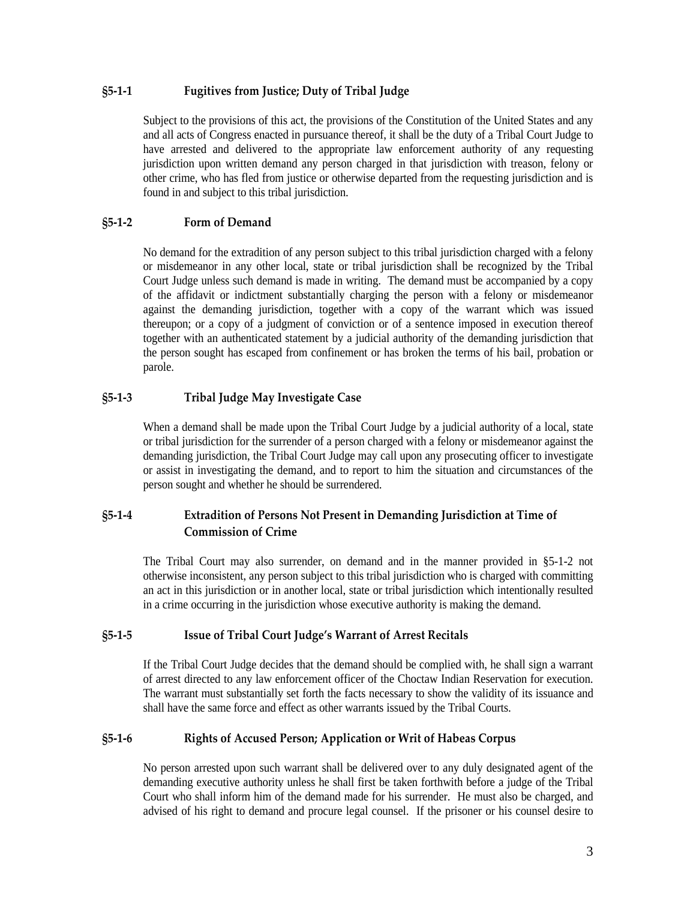### §5-1-1 Fugitives from Justice; Duty of Tribal Judge

Subject to the provisions of this act, the provisions of the Constitution of the United States and any and all acts of Congress enacted in pursuance thereof, it shall be the duty of a Tribal Court Judge to have arrested and delivered to the appropriate law enforcement authority of any requesting jurisdiction upon written demand any person charged in that jurisdiction with treason, felony or other crime, who has fled from justice or otherwise departed from the requesting jurisdiction and is found in and subject to this tribal jurisdiction.

### §5-1-2 Form of Demand

No demand for the extradition of any person subject to this tribal jurisdiction charged with a felony or misdemeanor in any other local, state or tribal jurisdiction shall be recognized by the Tribal Court Judge unless such demand is made in writing. The demand must be accompanied by a copy of the affidavit or indictment substantially charging the person with a felony or misdemeanor against the demanding jurisdiction, together with a copy of the warrant which was issued thereupon; or a copy of a judgment of conviction or of a sentence imposed in execution thereof together with an authenticated statement by a judicial authority of the demanding jurisdiction that the person sought has escaped from confinement or has broken the terms of his bail, probation or parole.

### §5-1-3 Tribal Judge May Investigate Case

When a demand shall be made upon the Tribal Court Judge by a judicial authority of a local, state or tribal jurisdiction for the surrender of a person charged with a felony or misdemeanor against the demanding jurisdiction, the Tribal Court Judge may call upon any prosecuting officer to investigate or assist in investigating the demand, and to report to him the situation and circumstances of the person sought and whether he should be surrendered.

### §5-1-4 Extradition of Persons Not Present in Demanding Jurisdiction at Time of Commission of Crime

The Tribal Court may also surrender, on demand and in the manner provided in §5-1-2 not otherwise inconsistent, any person subject to this tribal jurisdiction who is charged with committing an act in this jurisdiction or in another local, state or tribal jurisdiction which intentionally resulted in a crime occurring in the jurisdiction whose executive authority is making the demand.

### §5-1-5 Issue of Tribal Court Judge's Warrant of Arrest Recitals

If the Tribal Court Judge decides that the demand should be complied with, he shall sign a warrant of arrest directed to any law enforcement officer of the Choctaw Indian Reservation for execution. The warrant must substantially set forth the facts necessary to show the validity of its issuance and shall have the same force and effect as other warrants issued by the Tribal Courts.

### §5-1-6 Rights of Accused Person; Application or Writ of Habeas Corpus

No person arrested upon such warrant shall be delivered over to any duly designated agent of the demanding executive authority unless he shall first be taken forthwith before a judge of the Tribal Court who shall inform him of the demand made for his surrender. He must also be charged, and advised of his right to demand and procure legal counsel. If the prisoner or his counsel desire to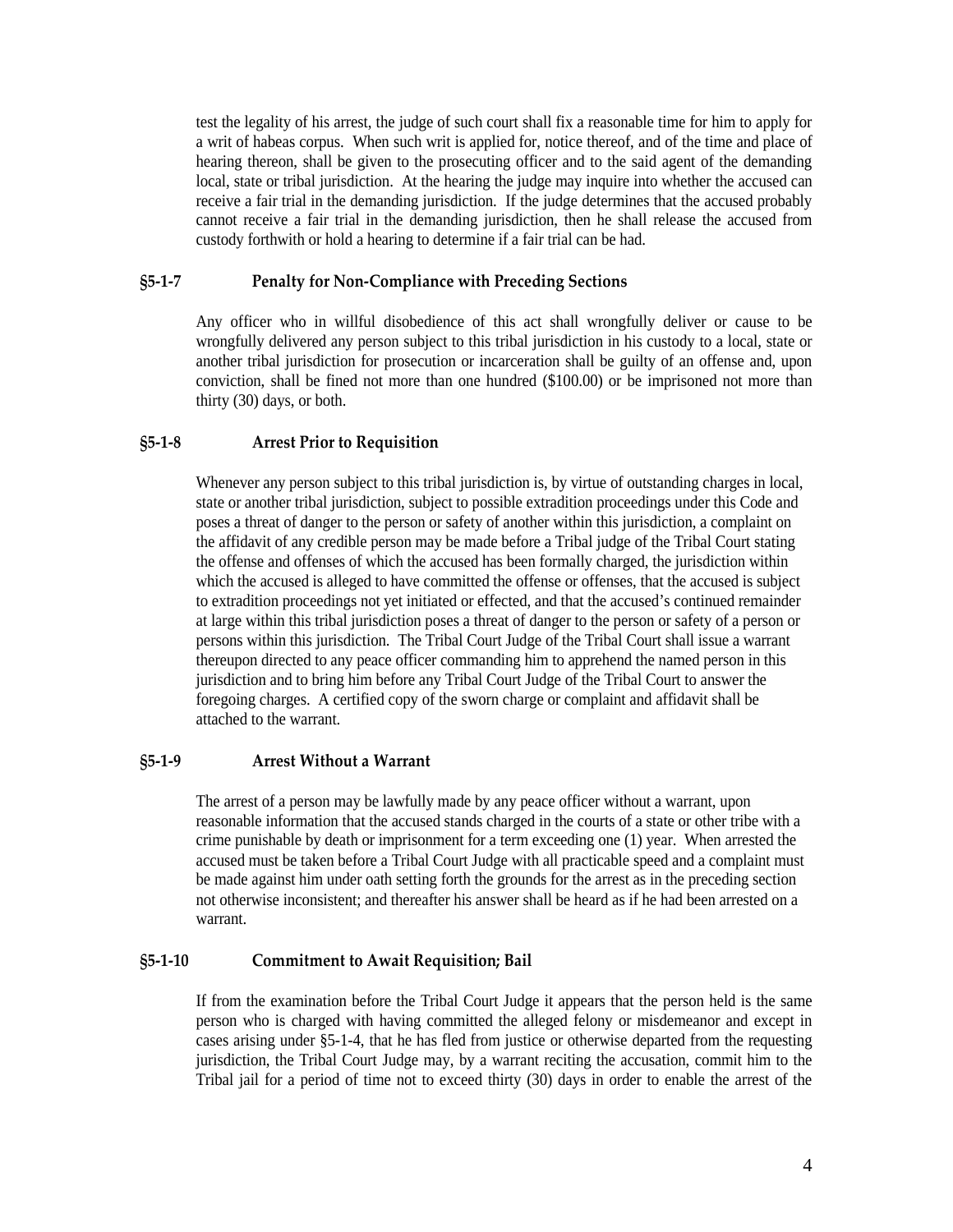test the legality of his arrest, the judge of such court shall fix a reasonable time for him to apply for a writ of habeas corpus. When such writ is applied for, notice thereof, and of the time and place of hearing thereon, shall be given to the prosecuting officer and to the said agent of the demanding local, state or tribal jurisdiction. At the hearing the judge may inquire into whether the accused can receive a fair trial in the demanding jurisdiction. If the judge determines that the accused probably cannot receive a fair trial in the demanding jurisdiction, then he shall release the accused from custody forthwith or hold a hearing to determine if a fair trial can be had.

### §5-1-7 Penalty for Non-Compliance with Preceding Sections

Any officer who in willful disobedience of this act shall wrongfully deliver or cause to be wrongfully delivered any person subject to this tribal jurisdiction in his custody to a local, state or another tribal jurisdiction for prosecution or incarceration shall be guilty of an offense and, upon conviction, shall be fined not more than one hundred ($100.00) or be imprisoned not more than thirty (30) days, or both.

### §5-1-8 Arrest Prior to Requisition

Whenever any person subject to this tribal jurisdiction is, by virtue of outstanding charges in local, state or another tribal jurisdiction, subject to possible extradition proceedings under this Code and poses a threat of danger to the person or safety of another within this jurisdiction, a complaint on the affidavit of any credible person may be made before a Tribal judge of the Tribal Court stating the offense and offenses of which the accused has been formally charged, the jurisdiction within which the accused is alleged to have committed the offense or offenses, that the accused is subject to extradition proceedings not yet initiated or effected, and that the accused's continued remainder at large within this tribal jurisdiction poses a threat of danger to the person or safety of a person or persons within this jurisdiction. The Tribal Court Judge of the Tribal Court shall issue a warrant thereupon directed to any peace officer commanding him to apprehend the named person in this jurisdiction and to bring him before any Tribal Court Judge of the Tribal Court to answer the foregoing charges. A certified copy of the sworn charge or complaint and affidavit shall be attached to the warrant.

### §5-1-9 Arrest Without a Warrant

The arrest of a person may be lawfully made by any peace officer without a warrant, upon reasonable information that the accused stands charged in the courts of a state or other tribe with a crime punishable by death or imprisonment for a term exceeding one (1) year. When arrested the accused must be taken before a Tribal Court Judge with all practicable speed and a complaint must be made against him under oath setting forth the grounds for the arrest as in the preceding section not otherwise inconsistent; and thereafter his answer shall be heard as if he had been arrested on a warrant.

### §5-1-10 Commitment to Await Requisition; Bail

If from the examination before the Tribal Court Judge it appears that the person held is the same person who is charged with having committed the alleged felony or misdemeanor and except in cases arising under §5-1-4, that he has fled from justice or otherwise departed from the requesting jurisdiction, the Tribal Court Judge may, by a warrant reciting the accusation, commit him to the Tribal jail for a period of time not to exceed thirty (30) days in order to enable the arrest of the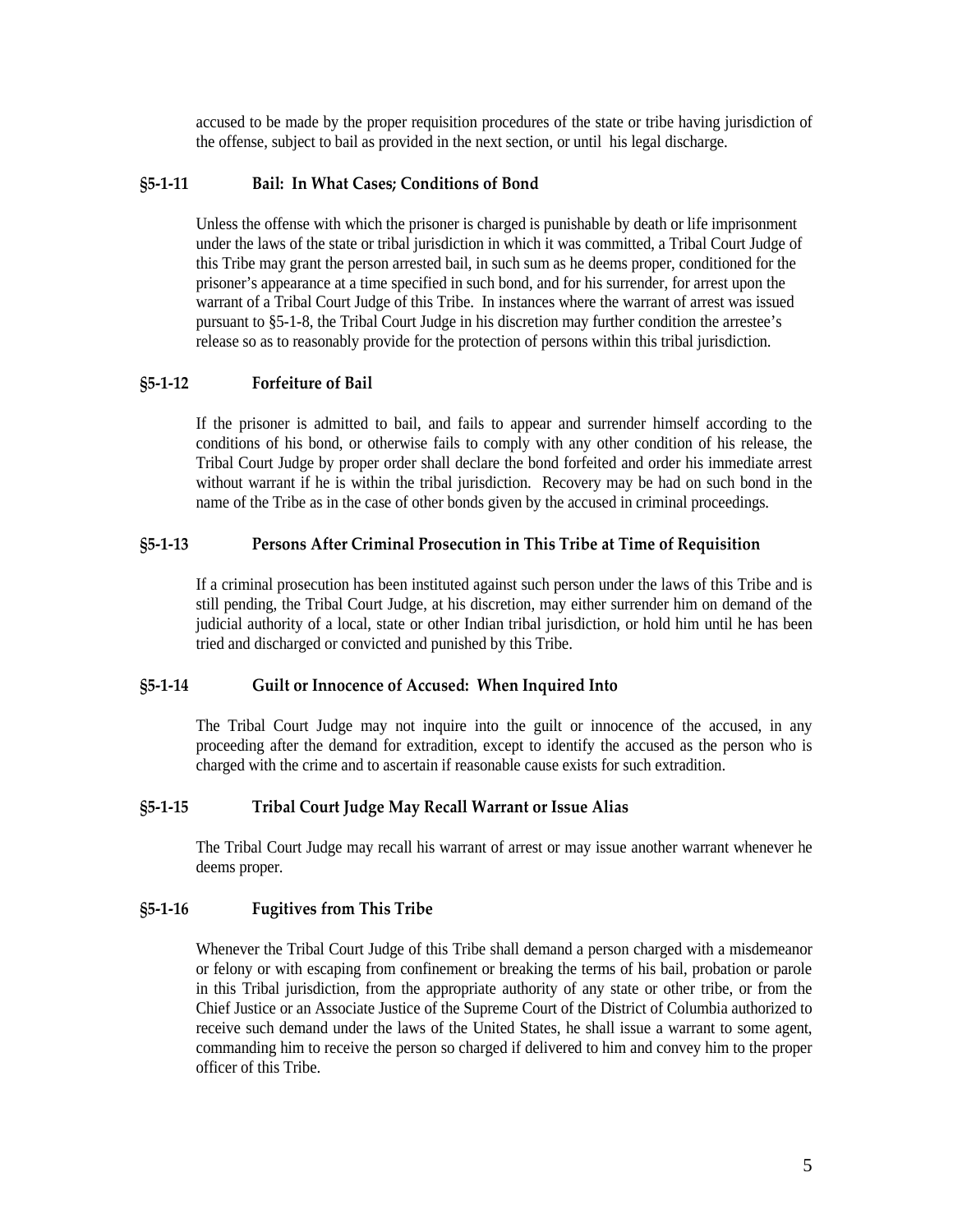accused to be made by the proper requisition procedures of the state or tribe having jurisdiction of the offense, subject to bail as provided in the next section, or until his legal discharge.

### §5-1-11 Bail: In What Cases; Conditions of Bond

Unless the offense with which the prisoner is charged is punishable by death or life imprisonment under the laws of the state or tribal jurisdiction in which it was committed, a Tribal Court Judge of this Tribe may grant the person arrested bail, in such sum as he deems proper, conditioned for the prisoner's appearance at a time specified in such bond, and for his surrender, for arrest upon the warrant of a Tribal Court Judge of this Tribe. In instances where the warrant of arrest was issued pursuant to §5-1-8, the Tribal Court Judge in his discretion may further condition the arrestee's release so as to reasonably provide for the protection of persons within this tribal jurisdiction.

### §5-1-12 Forfeiture of Bail

If the prisoner is admitted to bail, and fails to appear and surrender himself according to the conditions of his bond, or otherwise fails to comply with any other condition of his release, the Tribal Court Judge by proper order shall declare the bond forfeited and order his immediate arrest without warrant if he is within the tribal jurisdiction. Recovery may be had on such bond in the name of the Tribe as in the case of other bonds given by the accused in criminal proceedings.

### §5-1-13 Persons After Criminal Prosecution in This Tribe at Time of Requisition

If a criminal prosecution has been instituted against such person under the laws of this Tribe and is still pending, the Tribal Court Judge, at his discretion, may either surrender him on demand of the judicial authority of a local, state or other Indian tribal jurisdiction, or hold him until he has been tried and discharged or convicted and punished by this Tribe.

### §5-1-14 Guilt or Innocence of Accused: When Inquired Into

The Tribal Court Judge may not inquire into the guilt or innocence of the accused, in any proceeding after the demand for extradition, except to identify the accused as the person who is charged with the crime and to ascertain if reasonable cause exists for such extradition.

### §5-1-15 Tribal Court Judge May Recall Warrant or Issue Alias

The Tribal Court Judge may recall his warrant of arrest or may issue another warrant whenever he deems proper.

### §5-1-16 Fugitives from This Tribe

Whenever the Tribal Court Judge of this Tribe shall demand a person charged with a misdemeanor or felony or with escaping from confinement or breaking the terms of his bail, probation or parole in this Tribal jurisdiction, from the appropriate authority of any state or other tribe, or from the Chief Justice or an Associate Justice of the Supreme Court of the District of Columbia authorized to receive such demand under the laws of the United States, he shall issue a warrant to some agent, commanding him to receive the person so charged if delivered to him and convey him to the proper officer of this Tribe.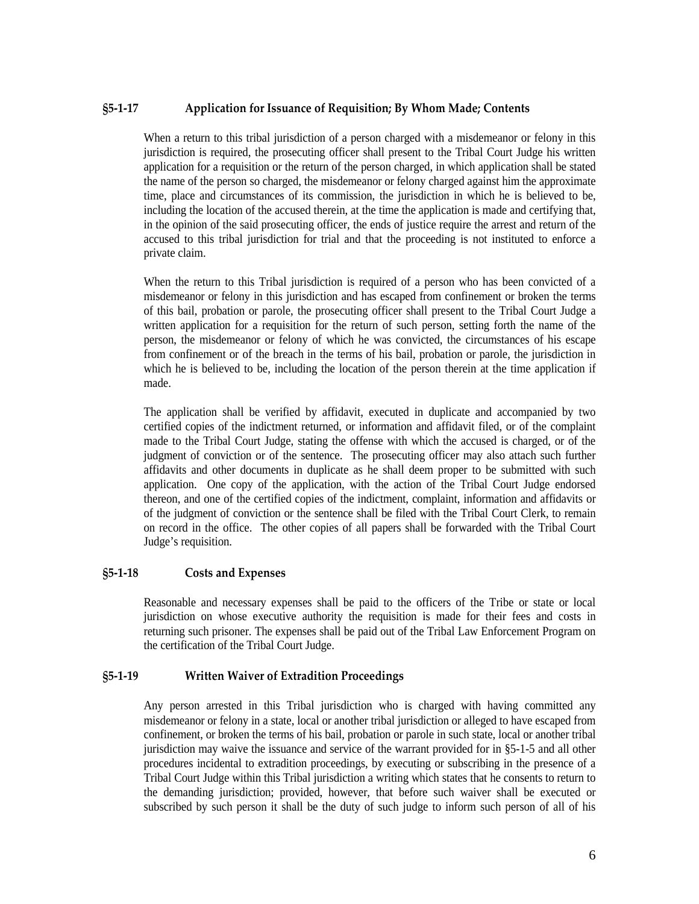### §5-1-17 Application for Issuance of Requisition; By Whom Made; Contents

When a return to this tribal jurisdiction of a person charged with a misdemeanor or felony in this jurisdiction is required, the prosecuting officer shall present to the Tribal Court Judge his written application for a requisition or the return of the person charged, in which application shall be stated the name of the person so charged, the misdemeanor or felony charged against him the approximate time, place and circumstances of its commission, the jurisdiction in which he is believed to be, including the location of the accused therein, at the time the application is made and certifying that, in the opinion of the said prosecuting officer, the ends of justice require the arrest and return of the accused to this tribal jurisdiction for trial and that the proceeding is not instituted to enforce a private claim.

When the return to this Tribal jurisdiction is required of a person who has been convicted of a misdemeanor or felony in this jurisdiction and has escaped from confinement or broken the terms of this bail, probation or parole, the prosecuting officer shall present to the Tribal Court Judge a written application for a requisition for the return of such person, setting forth the name of the person, the misdemeanor or felony of which he was convicted, the circumstances of his escape from confinement or of the breach in the terms of his bail, probation or parole, the jurisdiction in which he is believed to be, including the location of the person therein at the time application if made.

The application shall be verified by affidavit, executed in duplicate and accompanied by two certified copies of the indictment returned, or information and affidavit filed, or of the complaint made to the Tribal Court Judge, stating the offense with which the accused is charged, or of the judgment of conviction or of the sentence. The prosecuting officer may also attach such further affidavits and other documents in duplicate as he shall deem proper to be submitted with such application. One copy of the application, with the action of the Tribal Court Judge endorsed thereon, and one of the certified copies of the indictment, complaint, information and affidavits or of the judgment of conviction or the sentence shall be filed with the Tribal Court Clerk, to remain on record in the office. The other copies of all papers shall be forwarded with the Tribal Court Judge's requisition.

### §5-1-18 Costs and Expenses

Reasonable and necessary expenses shall be paid to the officers of the Tribe or state or local jurisdiction on whose executive authority the requisition is made for their fees and costs in returning such prisoner. The expenses shall be paid out of the Tribal Law Enforcement Program on the certification of the Tribal Court Judge.

### §5-1-19 Written Waiver of Extradition Proceedings

Any person arrested in this Tribal jurisdiction who is charged with having committed any misdemeanor or felony in a state, local or another tribal jurisdiction or alleged to have escaped from confinement, or broken the terms of his bail, probation or parole in such state, local or another tribal jurisdiction may waive the issuance and service of the warrant provided for in §5-1-5 and all other procedures incidental to extradition proceedings, by executing or subscribing in the presence of a Tribal Court Judge within this Tribal jurisdiction a writing which states that he consents to return to the demanding jurisdiction; provided, however, that before such waiver shall be executed or subscribed by such person it shall be the duty of such judge to inform such person of all of his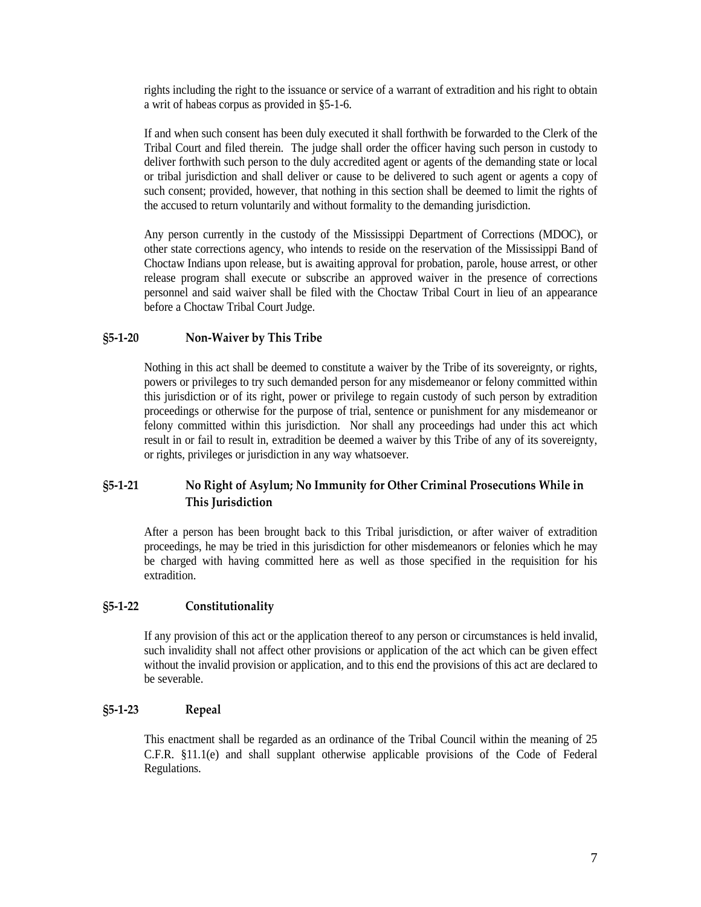rights including the right to the issuance or service of a warrant of extradition and his right to obtain a writ of habeas corpus as provided in §5-1-6.

If and when such consent has been duly executed it shall forthwith be forwarded to the Clerk of the Tribal Court and filed therein. The judge shall order the officer having such person in custody to deliver forthwith such person to the duly accredited agent or agents of the demanding state or local or tribal jurisdiction and shall deliver or cause to be delivered to such agent or agents a copy of such consent; provided, however, that nothing in this section shall be deemed to limit the rights of the accused to return voluntarily and without formality to the demanding jurisdiction.

Any person currently in the custody of the Mississippi Department of Corrections (MDOC), or other state corrections agency, who intends to reside on the reservation of the Mississippi Band of Choctaw Indians upon release, but is awaiting approval for probation, parole, house arrest, or other release program shall execute or subscribe an approved waiver in the presence of corrections personnel and said waiver shall be filed with the Choctaw Tribal Court in lieu of an appearance before a Choctaw Tribal Court Judge.

### §5-1-20 Non-Waiver by This Tribe

Nothing in this act shall be deemed to constitute a waiver by the Tribe of its sovereignty, or rights, powers or privileges to try such demanded person for any misdemeanor or felony committed within this jurisdiction or of its right, power or privilege to regain custody of such person by extradition proceedings or otherwise for the purpose of trial, sentence or punishment for any misdemeanor or felony committed within this jurisdiction. Nor shall any proceedings had under this act which result in or fail to result in, extradition be deemed a waiver by this Tribe of any of its sovereignty, or rights, privileges or jurisdiction in any way whatsoever.

### §5-1-21 No Right of Asylum; No Immunity for Other Criminal Prosecutions While in This Jurisdiction

After a person has been brought back to this Tribal jurisdiction, or after waiver of extradition proceedings, he may be tried in this jurisdiction for other misdemeanors or felonies which he may be charged with having committed here as well as those specified in the requisition for his extradition.

### §5-1-22 Constitutionality

If any provision of this act or the application thereof to any person or circumstances is held invalid, such invalidity shall not affect other provisions or application of the act which can be given effect without the invalid provision or application, and to this end the provisions of this act are declared to be severable.

### §5-1-23 Repeal

This enactment shall be regarded as an ordinance of the Tribal Council within the meaning of 25 C.F.R. §11.1(e) and shall supplant otherwise applicable provisions of the Code of Federal Regulations.